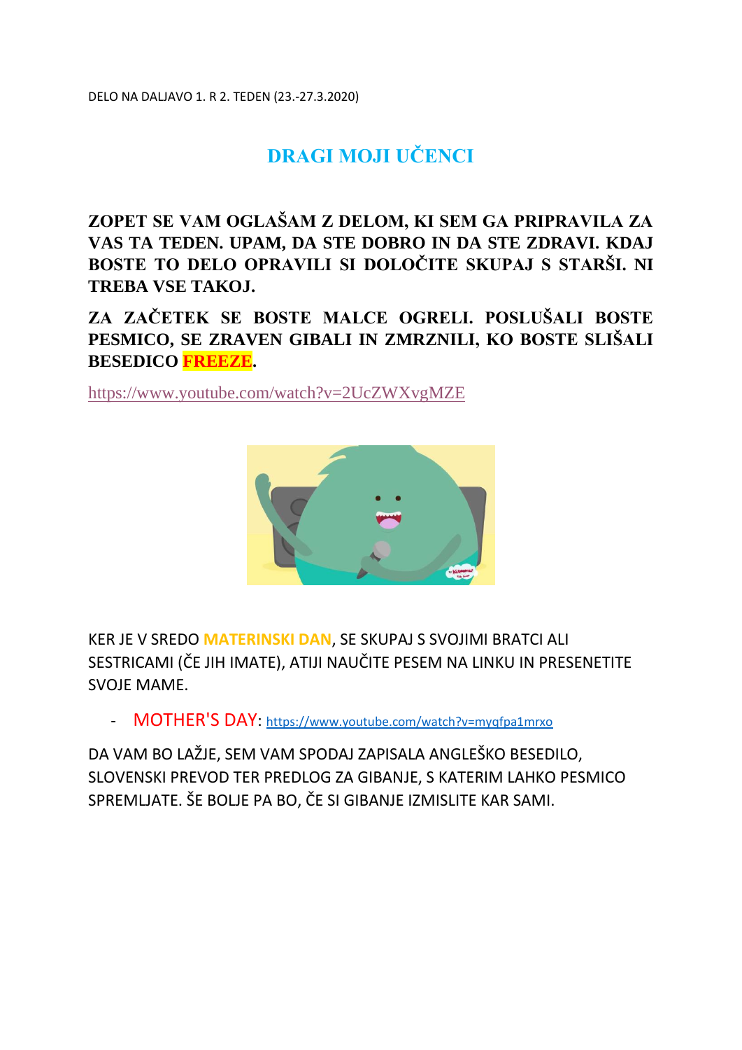DELO NA DALJAVO 1. R 2. TEDEN (23.-27.3.2020)

# DRAGI MOJI UČENCI

**ZOPET SE VAM OGLAŠAM Z DELOM, KI SEM GA PRIPRAVILA ZA VAS TA TEDEN. UPAM, DA STE DOBRO IN DA STE ZDRAVI. KDAJ BOSTE TO DELO OPRAVILI SI DOLOČITE SKUPAJ S STARŠI. NI TREBA VSE TAKOJ.**

**ZA ZAČETEK SE BOSTE MALCE OGRELI. POSLUŠALI BOSTE PESMICO, SE ZRAVEN GIBALI IN ZMRZNILI, KO BOSTE SLIŠALI BESEDICO FREEZE.**

https://www.youtube.com/watch?v=2UcZWXvgMZE

KER JE V SREDO MATERINSKI DAN, SE SKUPAJ S SVOJIMI BRATCI ALI SESTRICAMI (ČE JIH IMATE), ATIJI NAUČITE PESEM NA LINKU IN PRESENETITE SVOJE MAME.

- MOTHER'S DAY: https://www.youtube.com/watch?v=myqfpa1mrxo

DA VAM BO LAŽJE, SEM VAM SPODAJ ZAPISALA ANGLEŠKO BESEDILO, SLOVENSKI PREVOD TER PREDLOG ZA GIBANJE, S KATERIM LAHKO PESMICO SPREMLJATE. ŠE BOLJE PA BO, ČE SI GIBANJE IZMISLITE KAR SAMI.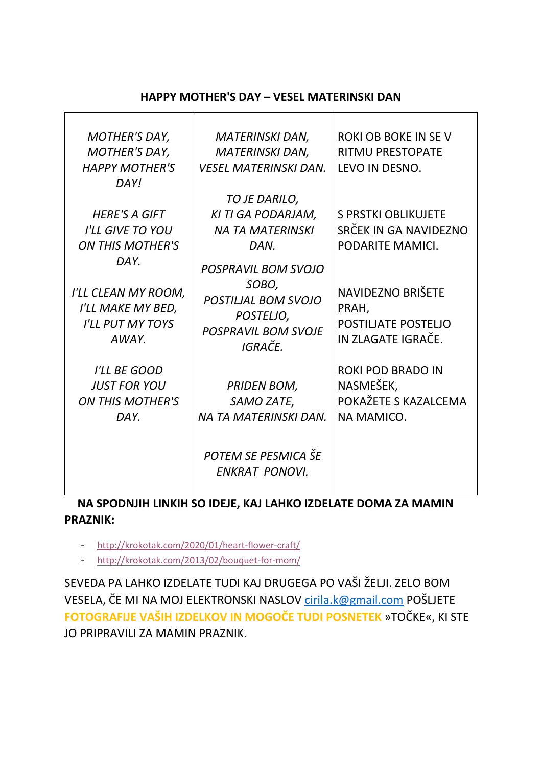**HAPPY MOTHER'S DAY – VESEL MATERINSKI DAN**

| | | |
|---|---|---|
| *MOTHER'S DAY, MOTHER'S DAY, HAPPY MOTHER'S DAY!* | *MATERINSKI DAN, MATERINSKI DAN, VESEL MATERINSKI DAN.* | ROKI OB BOKE IN SE V RITMU PRESTOPATE LEVO IN DESNO. |
| *HERE'S A GIFT I'LL GIVE TO YOU ON THIS MOTHER'S DAY.* | *TO JE DARILO, KI TI GA PODARJAM, NA TA MATERINSKI DAN.* | S PRSTKI OBLIKUJETE SRČEK IN GA NAVIDEZNO PODARITE MAMICI. |
| *I'LL CLEAN MY ROOM, I'LL MAKE MY BED, I'LL PUT MY TOYS AWAY.* | *POSPRAVIL BOM SVOJO SOBO, POSTILJAL BOM SVOJO POSTELJO, POSPRAVIL BOM SVOJE IGRAČE.* | NAVIDEZNO BRIŠETE PRAH, POSTILJATE POSTELJO IN ZLAGATE IGRAČE. |
| *I'LL BE GOOD JUST FOR YOU ON THIS MOTHER'S DAY.* | *PRIDEN BOM, SAMO ZATE, NA TA MATERINSKI DAN.* | ROKI POD BRADO IN NASMEŠEK, POKAŽETE S KAZALCEMA NA MAMICO. |
| | *POTEM SE PESMICA ŠE ENKRAT PONOVI.* | |

**NA SPODNJIH LINKIH SO IDEJE, KAJ LAHKO IZDELATE DOMA ZA MAMIN PRAZNIK:**

- http://krokotak.com/2020/01/heart-flower-craft/
- http://krokotak.com/2013/02/bouquet-for-mom/

SEVEDA PA LAHKO IZDELATE TUDI KAJ DRUGEGA PO VAŠI ŽELJI. ZELO BOM VESELA, ČE MI NA MOJ ELEKTRONSKI NASLOV cirila.k@gmail.com POŠLJETE **FOTOGRAFIJE VAŠIH IZDELKOV IN MOGOČE TUDI POSNETEK** »TOČKE«, KI STE JO PRIPRAVILI ZA MAMIN PRAZNIK.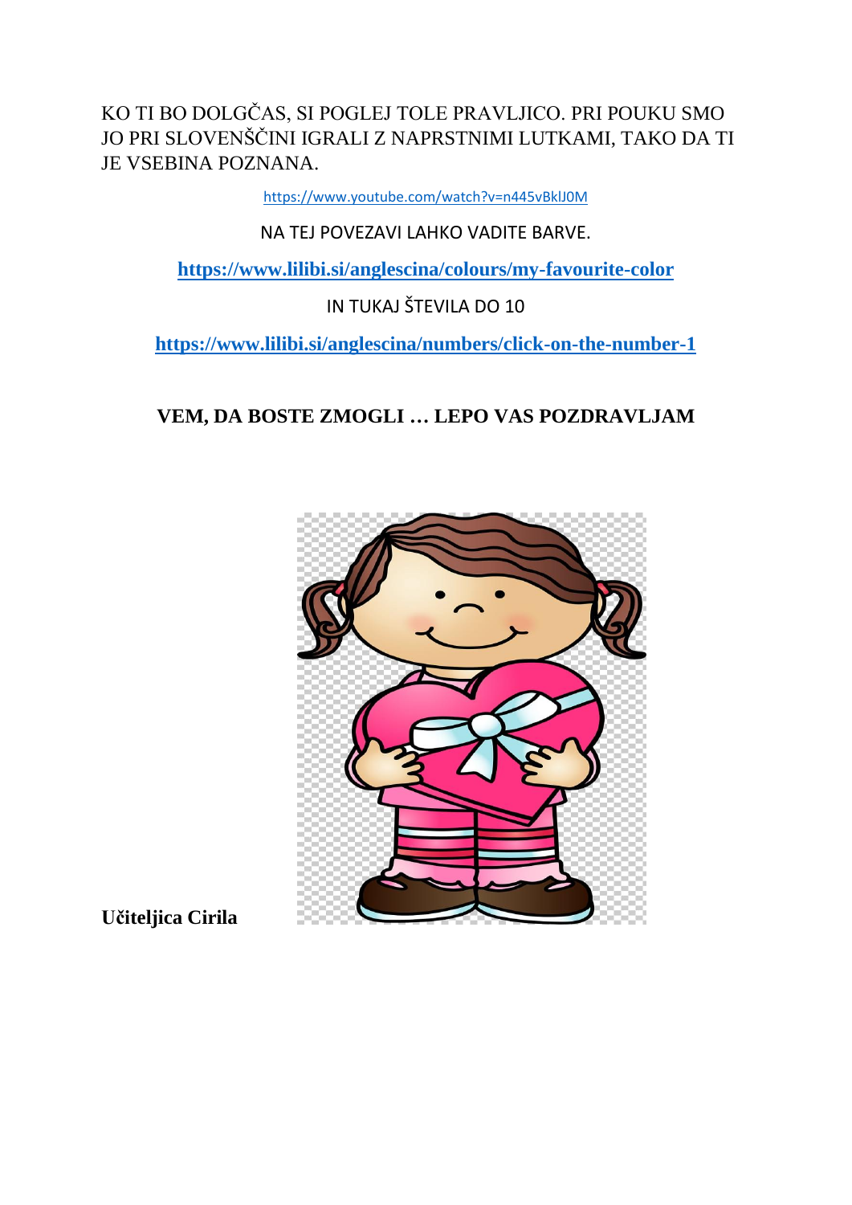KO TI BO DOLGČAS, SI POGLEJ TOLE PRAVLJICO. PRI POUKU SMO JO PRI SLOVENŠČINI IGRALI Z NAPRSTNIMI LUTKAMI, TAKO DA TI JE VSEBINA POZNANA.

https://www.youtube.com/watch?v=n445vBklJ0M

NA TEJ POVEZAVI LAHKO VADITE BARVE.

**https://www.lilibi.si/anglescina/colours/my-favourite-color**

IN TUKAJ ŠTEVILA DO 10

**https://www.lilibi.si/anglescina/numbers/click-on-the-number-1**

**VEM, DA BOSTE ZMOGLI … LEPO VAS POZDRAVLJAM**

**Učiteljica Cirila**